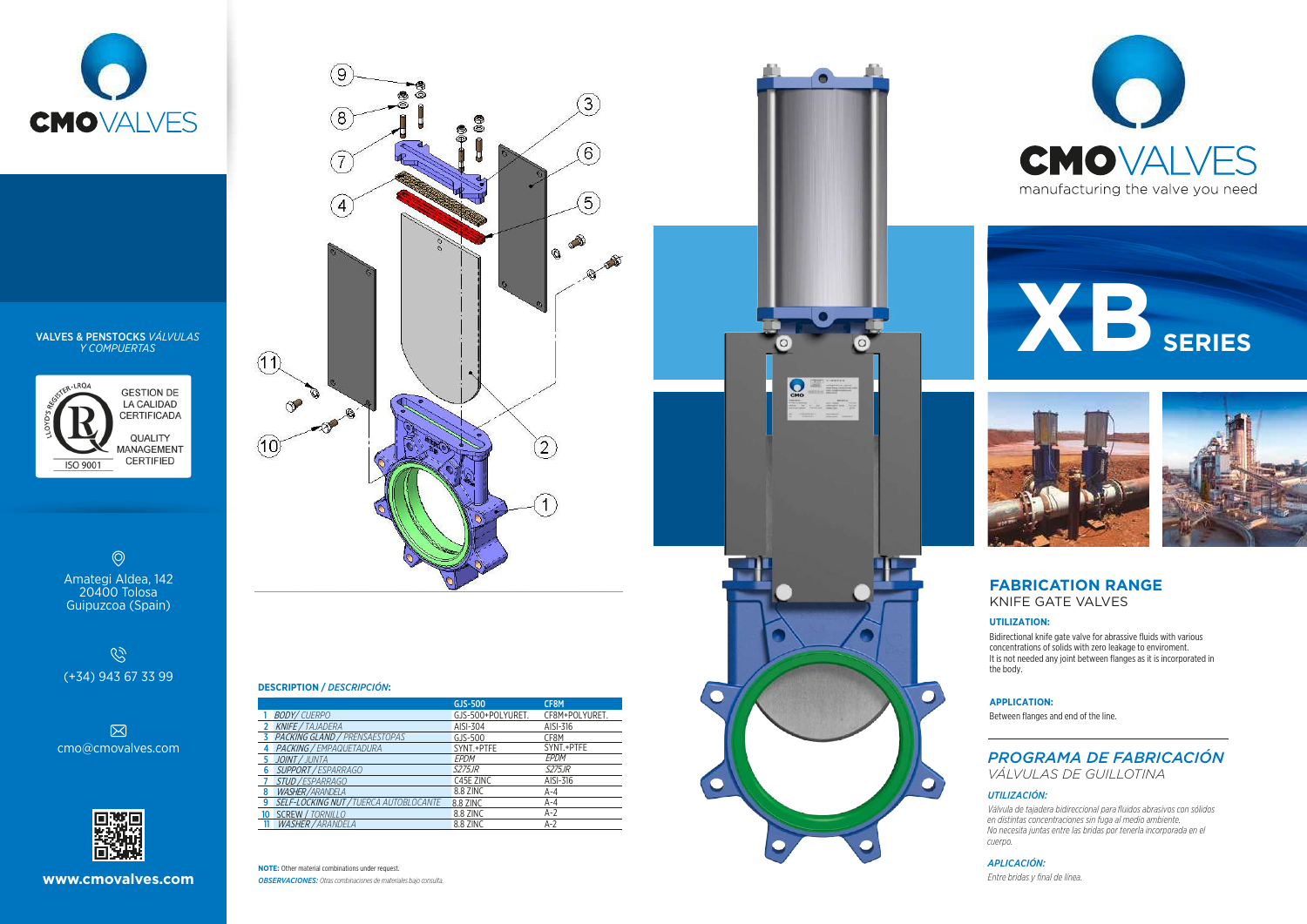**CMOVALVES**

VALVES & PENSTOCKS *VÁLVULAS Y COMPUERTAS*

GESTION DE LA CALIDAD CERTIFICADA

QUALITY MANAGEMENT CERTIFIED

ISO 9001

Amategi Aldea, 142
20400 Tolosa
Guipuzcoa (Spain)

(+34) 943 67 33 99

cmo@cmovalves.com

**www.cmovalves.com**

### DESCRIPTION / *DESCRIPCIÓN:*

| | | GJS-500 | CF8M |
|---|---|---|---|
| 1 | *BODY/ CUERPO* | GJS-500+POLYURET. | CF8M+POLYURET. |
| 2 | *KNIFE / TAJADERA* | AISI-304 | AISI-316 |
| 3 | *PACKING GLAND / PRENSAESTOPAS* | GJS-500 | CF8M |
| 4 | *PACKING / EMPAQUETADURA* | SYNT.+PTFE | SYNT.+PTFE |
| 5 | *JOINT / JUNTA* | EPDM | EPDM |
| 6 | *SUPPORT / ESPARRAGO* | S275JR | S275JR |
| 7 | *STUD / ESPARRAGO* | C45E ZINC | AISI-316 |
| 8 | *WASHER /ARANDELA* | 8.8 ZINC | A-4 |
| 9 | *SELF-LOCKING NUT / TUERCA AUTOBLOCANTE* | 8.8 ZINC | A-4 |
| 10 | *SCREW / TORNILLO* | 8.8 ZINC | A-2 |
| 11 | *WASHER / ARANDELA* | 8.8 ZINC | A-2 |

**NOTE:** Other material combinations under request.

***OBSERVACIONES:*** *Otras combinaciones de materiales bajo consulta.*

**CMOVALVES**

manufacturing the valve you need

# XB SERIES

## FABRICATION RANGE

KNIFE GATE VALVES

**UTILIZATION:**

Bidirectional knife gate valve for abrasive fluids with various concentrations of solids with zero leakage to enviroment.
It is not needed any joint between flanges as it is incorporated in the body.

**APPLICATION:**

Between flanges and end of the line.

## *PROGRAMA DE FABRICACIÓN*

*VÁLVULAS DE GUILLOTINA*

***UTILIZACIÓN:***

*Válvula de tajadera bidireccional para fluidos abrasivos con sólidos en distintas concentraciones sin fuga al medio ambiente.*
*No necesita juntas entre las bridas por tenerla incorporada en el cuerpo.*

***APLICACIÓN:***

*Entre bridas y final de línea.*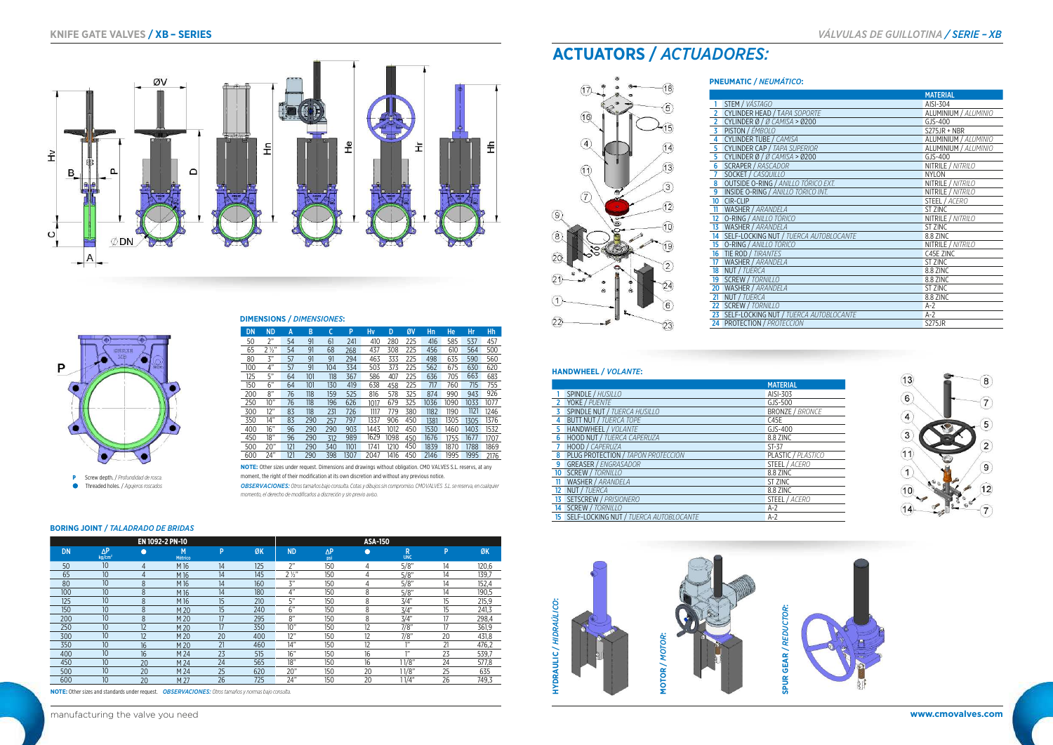# ACTUATORS / *ACTUADORES:*

## DIMENSIONS / *DIMENSIONES*:

| DN | ND | A | B | C | P | Hv | D | ØV | Hn | He | Hr | Hh |
|---|---|---|---|---|---|---|---|---|---|---|---|---|
| 50 | 2" | 54 | 91 | 61 | 241 | 410 | 280 | 225 | 416 | 585 | 537 | 457 |
| 65 | 2 ½" | 54 | 91 | 68 | 268 | 437 | 308 | 225 | 456 | 610 | 564 | 500 |
| 80 | 3" | 57 | 91 | 91 | 294 | 463 | 333 | 225 | 498 | 635 | 590 | 560 |
| 100 | 4" | 57 | 91 | 104 | 334 | 503 | 373 | 225 | 562 | 675 | 630 | 620 |
| 125 | 5" | 64 | 101 | 118 | 367 | 586 | 407 | 225 | 636 | 705 | 663 | 683 |
| 150 | 6" | 64 | 101 | 130 | 419 | 638 | 458 | 225 | 717 | 760 | 715 | 755 |
| 200 | 8" | 76 | 118 | 159 | 525 | 816 | 578 | 325 | 874 | 990 | 943 | 926 |
| 250 | 10" | 76 | 118 | 196 | 626 | 1017 | 679 | 325 | 1036 | 1090 | 1033 | 1077 |
| 300 | 12" | 83 | 118 | 231 | 726 | 1117 | 779 | 380 | 1182 | 1190 | 1121 | 1246 |
| 350 | 14" | 83 | 290 | 257 | 797 | 1337 | 906 | 450 | 1381 | 1305 | 1305 | 1376 |
| 400 | 16" | 96 | 290 | 290 | 903 | 1443 | 1012 | 450 | 1530 | 1460 | 1403 | 1532 |
| 450 | 18" | 96 | 290 | 312 | 989 | 1629 | 1098 | 450 | 1676 | 1755 | 1677 | 1707 |
| 500 | 20" | 121 | 290 | 340 | 1101 | 1741 | 1210 | 450 | 1839 | 1870 | 1788 | 1869 |
| 600 | 24" | 121 | 290 | 398 | 1307 | 2047 | 1416 | 450 | 2146 | 1995 | 1995 | 2176 |

**NOTE:** Other sizes under request. Dimensions and drawings without obligation. CMO VALVES S.L. reservs, at any moment, the right of their modification at its own discretion and without any previous notice.

***OBSERVACIONES:*** *Otros tamaños bajo consulta. Cotas y dibujos sin compromiso. CMO VALVES S.L. se reserva, en cualquier momento, el derecho de modificarlos a discreción y sin previo aviso.*

**P** Screw depth. / *Profundidad de rosca.*
● Threaded holes. / *Agujeros roscados.*

## BORING JOINT / *TALADRADO DE BRIDAS*

| EN 1092-2 PN-10 | | | | | | ASA-150 | | | | | |
|---|---|---|---|---|---|---|---|---|---|---|---|
| DN | ΔP kg/cm² | ● | M Métrico | P | ØK | ND | ΔP psi | ● | R UNC | P | ØK |
| 50 | 10 | 4 | M 16 | 14 | 125 | 2" | 150 | 4 | 5/8" | 14 | 120,6 |
| 65 | 10 | 4 | M 16 | 14 | 145 | 2 ½" | 150 | 4 | 5/8" | 14 | 139,7 |
| 80 | 10 | 8 | M 16 | 14 | 160 | 3" | 150 | 4 | 5/8" | 14 | 152,4 |
| 100 | 10 | 8 | M 16 | 14 | 180 | 4" | 150 | 8 | 5/8" | 14 | 190,5 |
| 125 | 10 | 8 | M 16 | 15 | 210 | 5" | 150 | 8 | 3/4" | 15 | 215,9 |
| 150 | 10 | 8 | M 20 | 15 | 240 | 6" | 150 | 8 | 3/4" | 15 | 241,3 |
| 200 | 10 | 8 | M 20 | 17 | 295 | 8" | 150 | 8 | 3/4" | 17 | 298,4 |
| 250 | 10 | 12 | M 20 | 17 | 350 | 10" | 150 | 12 | 7/8" | 17 | 361,9 |
| 300 | 10 | 12 | M 20 | 20 | 400 | 12" | 150 | 12 | 7/8" | 20 | 431,8 |
| 350 | 10 | 16 | M 20 | 21 | 460 | 14" | 150 | 12 | 1" | 21 | 476,2 |
| 400 | 10 | 16 | M 24 | 23 | 515 | 16" | 150 | 16 | 1" | 23 | 539,7 |
| 450 | 10 | 20 | M 24 | 24 | 565 | 18" | 150 | 16 | 1 1/8" | 24 | 577,8 |
| 500 | 10 | 20 | M 24 | 25 | 620 | 20" | 150 | 20 | 1 1/8" | 25 | 635 |
| 600 | 10 | 20 | M 27 | 26 | 725 | 24" | 150 | 20 | 1 1/4" | 26 | 749,3 |

**NOTE:** Other sizes and standards under request. ***OBSERVACIONES:*** *Otros tamaños y normas bajo consulta.*

### PNEUMATIC / *NEUMÁTICO*:

| | | MATERIAL |
|---|---|---|
| 1 | STEM / *VÁSTAGO* | AISI-304 |
| 2 | CYLINDER HEAD / *TAPA SOPORTE* | ALUMINIUM / *ALUMINIO* |
| 2 | CYLINDER Ø / *Ø CAMISA* > Ø200 | GJS-400 |
| 3 | PISTON / *ÉMBOLO* | S275JR + NBR |
| 4 | CYLINDER TUBE / *CAMISA* | ALUMINIUM / *ALUMINIO* |
| 5 | CYLINDER CAP / *TAPA SUPERIOR* | ALUMINIUM / *ALUMINIO* |
| 5 | CYLINDER Ø / *Ø CAMISA* > Ø200 | GJS-400 |
| 6 | SCRAPER / *RASCADOR* | NITRILE / *NITRILO* |
| 7 | SOCKET / *CASQUILLO* | NYLON |
| 8 | OUTSIDE O-RING / *ANILLO TÓRICO EXT.* | NITRILE / *NITRILO* |
| 9 | INSIDE O-RING / *ANILLO TÓRICO INT.* | NITRILE / *NITRILO* |
| 10 | CIR-CLIP | STEEL / *ACERO* |
| 11 | WASHER / *ARANDELA* | ST ZINC |
| 12 | O-RING / *ANILLO TÓRICO* | NITRILE / *NITRILO* |
| 13 | WASHER / *ARANDELA* | ST ZINC |
| 14 | SELF-LOCKING NUT / *TUERCA AUTOBLOCANTE* | 8.8 ZINC |
| 15 | O-RING / *ANILLO TÓRICO* | NITRILE / *NITRILO* |
| 16 | TIE ROD / *TIRANTES* | C45E ZINC |
| 17 | WASHER / *ARANDELA* | ST ZINC |
| 18 | NUT / *TUERCA* | 8.8 ZINC |
| 19 | SCREW / *TORNILLO* | 8.8 ZINC |
| 20 | WASHER / *ARANDELA* | ST ZINC |
| 21 | NUT / *TUERCA* | 8.8 ZINC |
| 22 | SCREW / *TORNILLO* | A-2 |
| 23 | SELF-LOCKING NUT / *TUERCA AUTOBLOCANTE* | A-2 |
| 24 | PROTECTION / *PROTECCIÓN* | S275JR |

### HANDWHEEL / *VOLANTE*:

| | | MATERIAL |
|---|---|---|
| 1 | SPINDLE / *HUSILLO* | AISI-303 |
| 2 | YOKE / *PUENTE* | GJS-500 |
| 3 | SPINDLE NUT / *TUERCA HUSILLO* | BRONZE / *BRONCE* |
| 4 | BUTT NUT / *TUERCA TOPE* | C45E |
| 5 | HANDWHEEL / *VOLANTE* | GJS-400 |
| 6 | HOOD NUT / *TUERCA CAPERUZA* | 8.8 ZINC |
| 7 | HOOD / *CAPERUZA* | ST-37 |
| 8 | PLUG PROTECTION / *TAPÓN PROTECCIÓN* | PLASTIC / *PLÁSTICO* |
| 9 | GREASER / *ENGRASADOR* | STEEL / *ACERO* |
| 10 | SCREW / *TORNILLO* | 8.8 ZINC |
| 11 | WASHER / *ARANDELA* | ST ZINC |
| 12 | NUT / *TUERCA* | 8.8 ZINC |
| 13 | SETSCREW / *PRISIONERO* | STEEL / *ACERO* |
| 14 | SCREW / *TORNILLO* | A-2 |
| 15 | SELF-LOCKING NUT / *TUERCA AUTOBLOCANTE* | A-2 |

HYDRAULIC / *HIDRÁULICO*:

MOTOR / *MOTOR*:

SPUR GEAR / *REDUCTOR*: